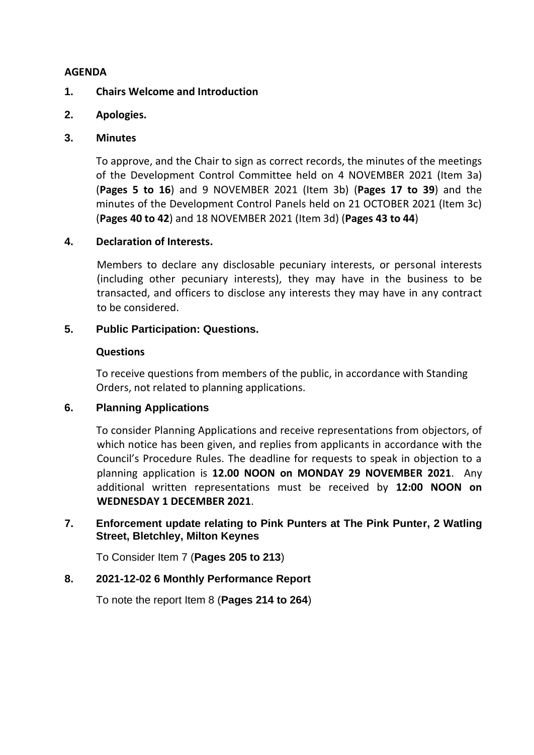## AGENDA

**1. Chairs Welcome and Introduction**

**2. Apologies.**

**3. Minutes**

To approve, and the Chair to sign as correct records, the minutes of the meetings of the Development Control Committee held on 4 NOVEMBER 2021 (Item 3a) (**Pages 5 to 16**) and 9 NOVEMBER 2021 (Item 3b) (**Pages 17 to 39**) and the minutes of the Development Control Panels held on 21 OCTOBER 2021 (Item 3c) (**Pages 40 to 42**) and 18 NOVEMBER 2021 (Item 3d) (**Pages 43 to 44**)

**4. Declaration of Interests.**

Members to declare any disclosable pecuniary interests, or personal interests (including other pecuniary interests), they may have in the business to be transacted, and officers to disclose any interests they may have in any contract to be considered.

**5. Public Participation: Questions.**

**Questions**

To receive questions from members of the public, in accordance with Standing Orders, not related to planning applications.

**6. Planning Applications**

To consider Planning Applications and receive representations from objectors, of which notice has been given, and replies from applicants in accordance with the Council's Procedure Rules. The deadline for requests to speak in objection to a planning application is **12.00 NOON on MONDAY 29 NOVEMBER 2021**. Any additional written representations must be received by **12:00 NOON on WEDNESDAY 1 DECEMBER 2021**.

**7. Enforcement update relating to Pink Punters at The Pink Punter, 2 Watling Street, Bletchley, Milton Keynes**

To Consider Item 7 (**Pages 205 to 213**)

**8. 2021-12-02 6 Monthly Performance Report**

To note the report Item 8 (**Pages 214 to 264**)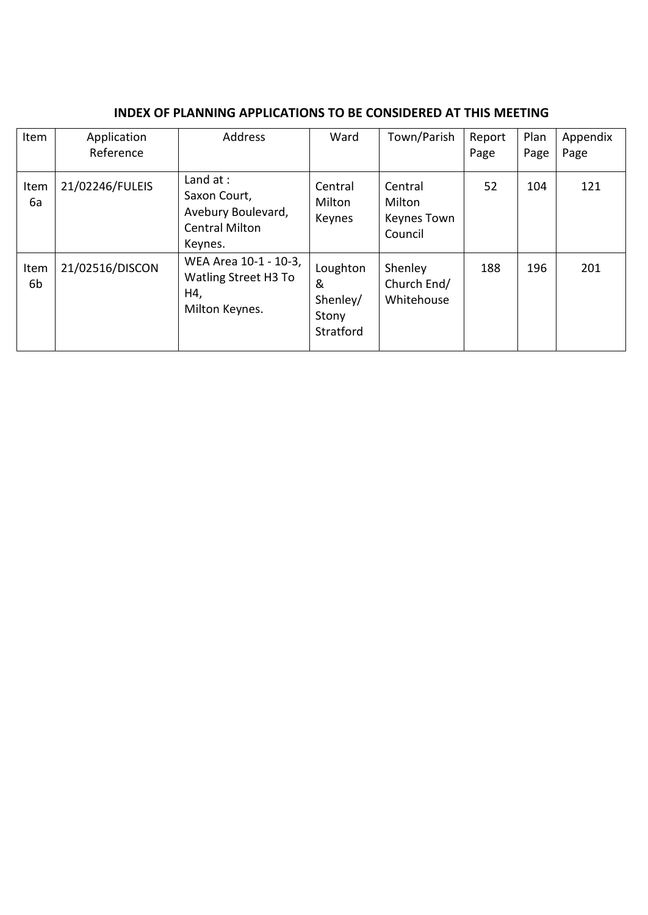## INDEX OF PLANNING APPLICATIONS TO BE CONSIDERED AT THIS MEETING

| Item | Application Reference | Address | Ward | Town/Parish | Report Page | Plan Page | Appendix Page |
|---|---|---|---|---|---|---|---|
| Item 6a | 21/02246/FULEIS | Land at : Saxon Court, Avebury Boulevard, Central Milton Keynes. | Central Milton Keynes | Central Milton Keynes Town Council | 52 | 104 | 121 |
| Item 6b | 21/02516/DISCON | WEA Area 10-1 - 10-3, Watling Street H3 To H4, Milton Keynes. | Loughton & Shenley/ Stony Stratford | Shenley Church End/ Whitehouse | 188 | 196 | 201 |